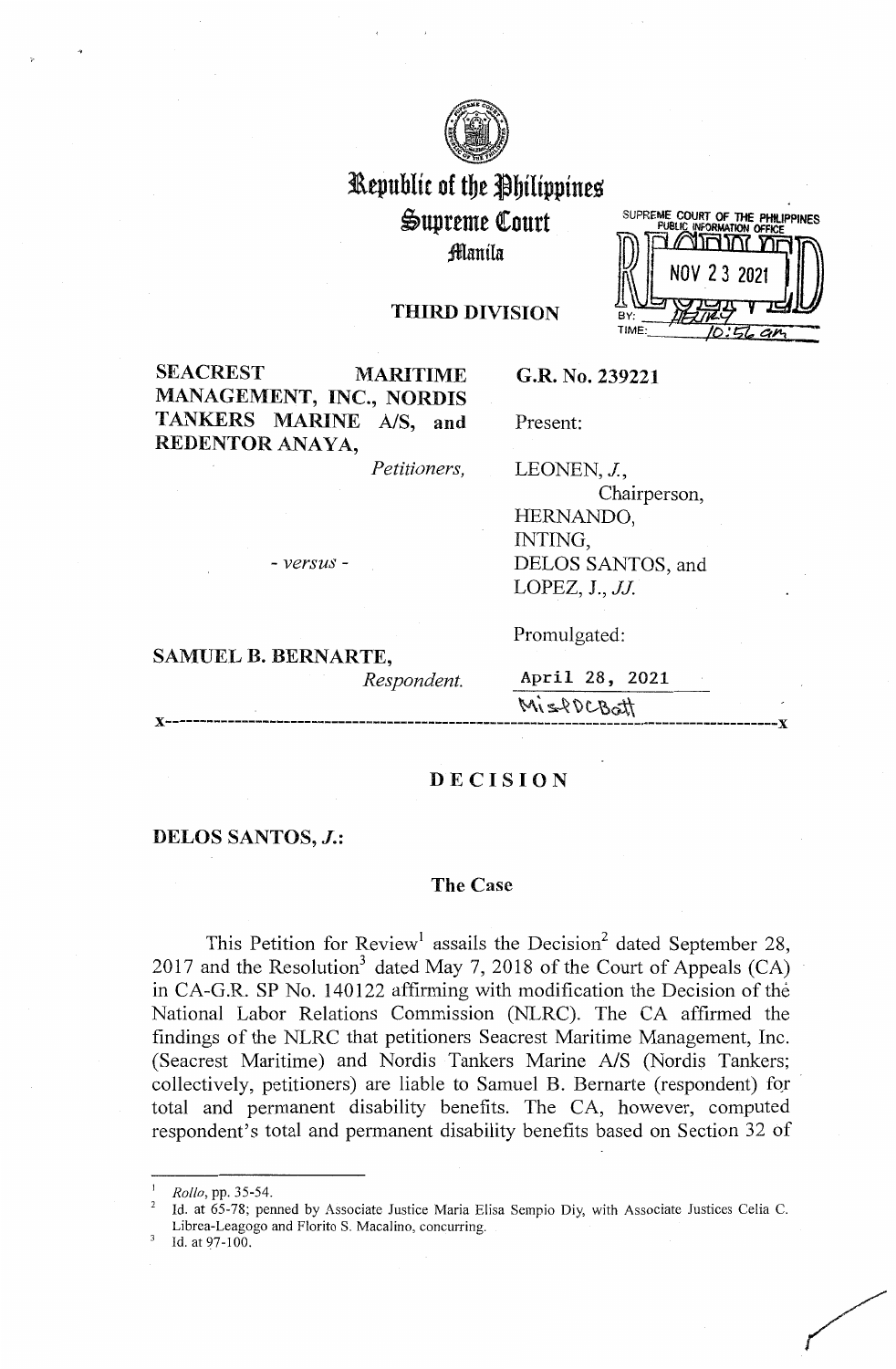# Republic of the Philippines
## Supreme Court
### Manila

SUPREME COURT OF THE PHILIPPINES
PUBLIC INFORMATION OFFICE
RECEIVED
NOV 23 2021
BY:
TIME: 10:56 am

**THIRD DIVISION**

**SEACREST MARITIME MANAGEMENT, INC., NORDIS TANKERS MARINE A/S, and REDENTOR ANAYA,**
*Petitioners,*

- *versus* -

**SAMUEL B. BERNARTE,**
*Respondent.*

**G.R. No. 239221**

Present:

LEONEN, *J.*,
Chairperson,
HERNANDO,
INTING,
DELOS SANTOS, and
LOPEZ, J., *JJ.*

Promulgated:

April 28, 2021

MisPDCBatt

x-----------------------------------------------------------------------------------------x

## DECISION

**DELOS SANTOS, *J.*:**

### The Case

This Petition for Review[1] assails the Decision[2] dated September 28, 2017 and the Resolution[3] dated May 7, 2018 of the Court of Appeals (CA) in CA-G.R. SP No. 140122 affirming with modification the Decision of the National Labor Relations Commission (NLRC). The CA affirmed the findings of the NLRC that petitioners Seacrest Maritime Management, Inc. (Seacrest Maritime) and Nordis Tankers Marine A/S (Nordis Tankers; collectively, petitioners) are liable to Samuel B. Bernarte (respondent) for total and permanent disability benefits. The CA, however, computed respondent's total and permanent disability benefits based on Section 32 of

---

[1] *Rollo*, pp. 35-54.

[2] Id. at 65-78; penned by Associate Justice Maria Elisa Sempio Diy, with Associate Justices Celia C. Librea-Leagogo and Florito S. Macalino, concurring.

[3] Id. at 97-100.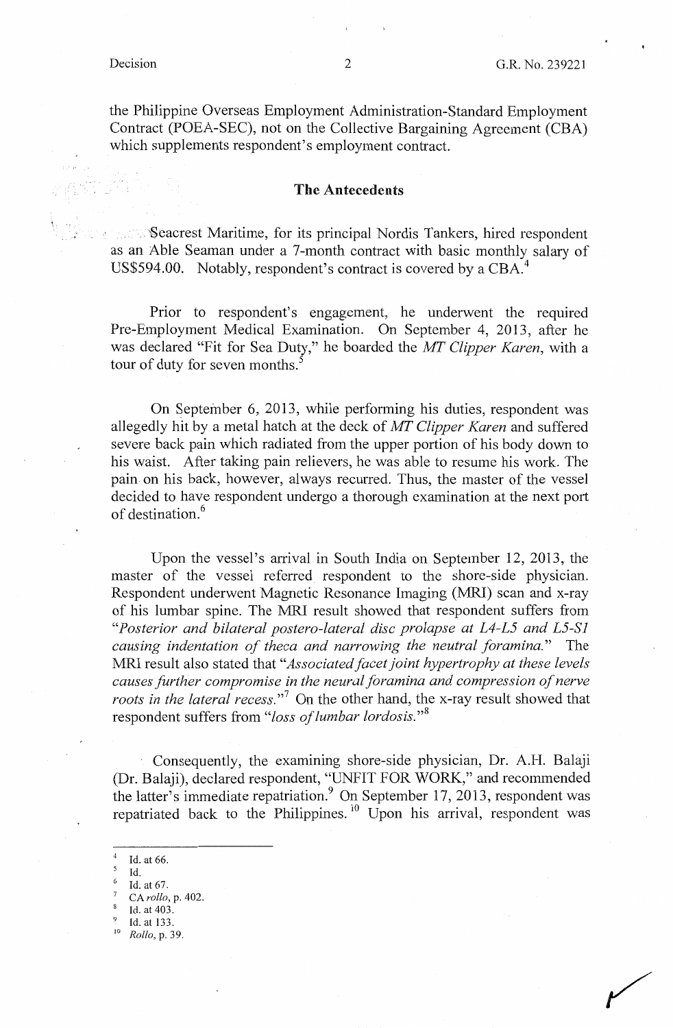the Philippine Overseas Employment Administration-Standard Employment Contract (POEA-SEC), not on the Collective Bargaining Agreement (CBA) which supplements respondent's employment contract.

## The Antecedents

Seacrest Maritime, for its principal Nordis Tankers, hired respondent as an Able Seaman under a 7-month contract with basic monthly salary of US$594.00. Notably, respondent's contract is covered by a CBA.[4]

Prior to respondent's engagement, he underwent the required Pre-Employment Medical Examination. On September 4, 2013, after he was declared "Fit for Sea Duty," he boarded the *MT Clipper Karen*, with a tour of duty for seven months.[5]

On September 6, 2013, while performing his duties, respondent was allegedly hit by a metal hatch at the deck of *MT Clipper Karen* and suffered severe back pain which radiated from the upper portion of his body down to his waist. After taking pain relievers, he was able to resume his work. The pain on his back, however, always recurred. Thus, the master of the vessel decided to have respondent undergo a thorough examination at the next port of destination.[6]

Upon the vessel's arrival in South India on September 12, 2013, the master of the vessel referred respondent to the shore-side physician. Respondent underwent Magnetic Resonance Imaging (MRI) scan and x-ray of his lumbar spine. The MRI result showed that respondent suffers from "*Posterior and bilateral postero-lateral disc prolapse at L4-L5 and L5-S1 causing indentation of theca and narrowing the neutral foramina.*" The MRI result also stated that "*Associated facet joint hypertrophy at these levels causes further compromise in the neural foramina and compression of nerve roots in the lateral recess.*"[7] On the other hand, the x-ray result showed that respondent suffers from "*loss of lumbar lordosis.*"[8]

Consequently, the examining shore-side physician, Dr. A.H. Balaji (Dr. Balaji), declared respondent, "UNFIT FOR WORK," and recommended the latter's immediate repatriation.[9] On September 17, 2013, respondent was repatriated back to the Philippines.[10] Upon his arrival, respondent was

---

[4] Id. at 66.

[5] Id.

[6] Id. at 67.

[7] CA *rollo*, p. 402.

[8] Id. at 403.

[9] Id. at 133.

[10] *Rollo*, p. 39.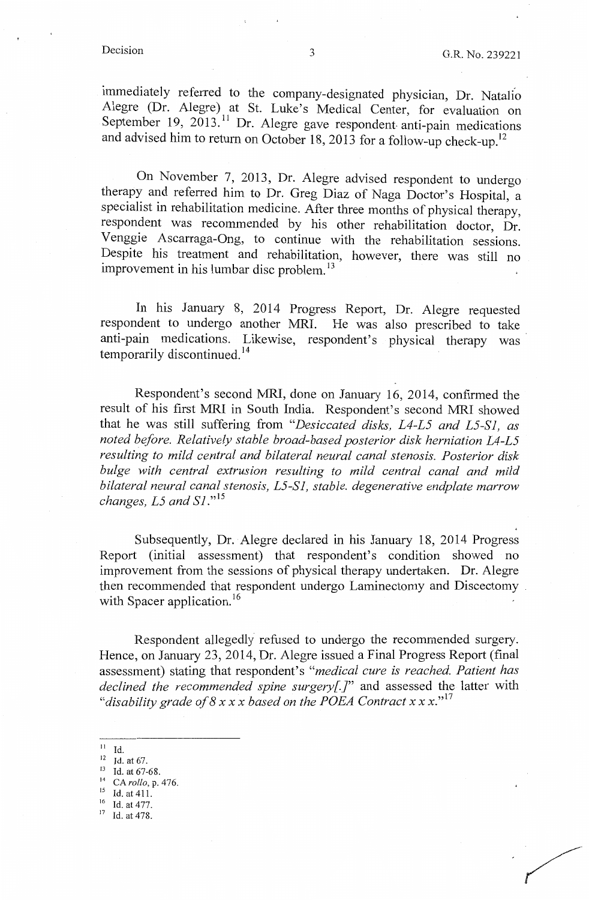immediately referred to the company-designated physician, Dr. Natalio Alegre (Dr. Alegre) at St. Luke's Medical Center, for evaluation on September 19, 2013.[11] Dr. Alegre gave respondent anti-pain medications and advised him to return on October 18, 2013 for a follow-up check-up.[12]

On November 7, 2013, Dr. Alegre advised respondent to undergo therapy and referred him to Dr. Greg Diaz of Naga Doctor's Hospital, a specialist in rehabilitation medicine. After three months of physical therapy, respondent was recommended by his other rehabilitation doctor, Dr. Venggie Ascarraga-Ong, to continue with the rehabilitation sessions. Despite his treatment and rehabilitation, however, there was still no improvement in his lumbar disc problem.[13]

In his January 8, 2014 Progress Report, Dr. Alegre requested respondent to undergo another MRI. He was also prescribed to take anti-pain medications. Likewise, respondent's physical therapy was temporarily discontinued.[14]

Respondent's second MRI, done on January 16, 2014, confirmed the result of his first MRI in South India. Respondent's second MRI showed that he was still suffering from "*Desiccated disks, L4-L5 and L5-S1, as noted before. Relatively stable broad-based posterior disk herniation L4-L5 resulting to mild central and bilateral neural canal stenosis. Posterior disk bulge with central extrusion resulting to mild central canal and mild bilateral neural canal stenosis, L5-S1, stable. degenerative endplate marrow changes, L5 and S1.*"[15]

Subsequently, Dr. Alegre declared in his January 18, 2014 Progress Report (initial assessment) that respondent's condition showed no improvement from the sessions of physical therapy undertaken. Dr. Alegre then recommended that respondent undergo Laminectomy and Discectomy with Spacer application.[16]

Respondent allegedly refused to undergo the recommended surgery. Hence, on January 23, 2014, Dr. Alegre issued a Final Progress Report (final assessment) stating that respondent's "*medical cure is reached. Patient has declined the recommended spine surgery[.]*" and assessed the latter with "*disability grade of 8 x x x based on the POEA Contract x x x.*"[17]

---

[11] Id.

[12] Id. at 67.

[13] Id. at 67-68.

[14] CA *rollo*, p. 476.

[15] Id. at 411.

[16] Id. at 477.

[17] Id. at 478.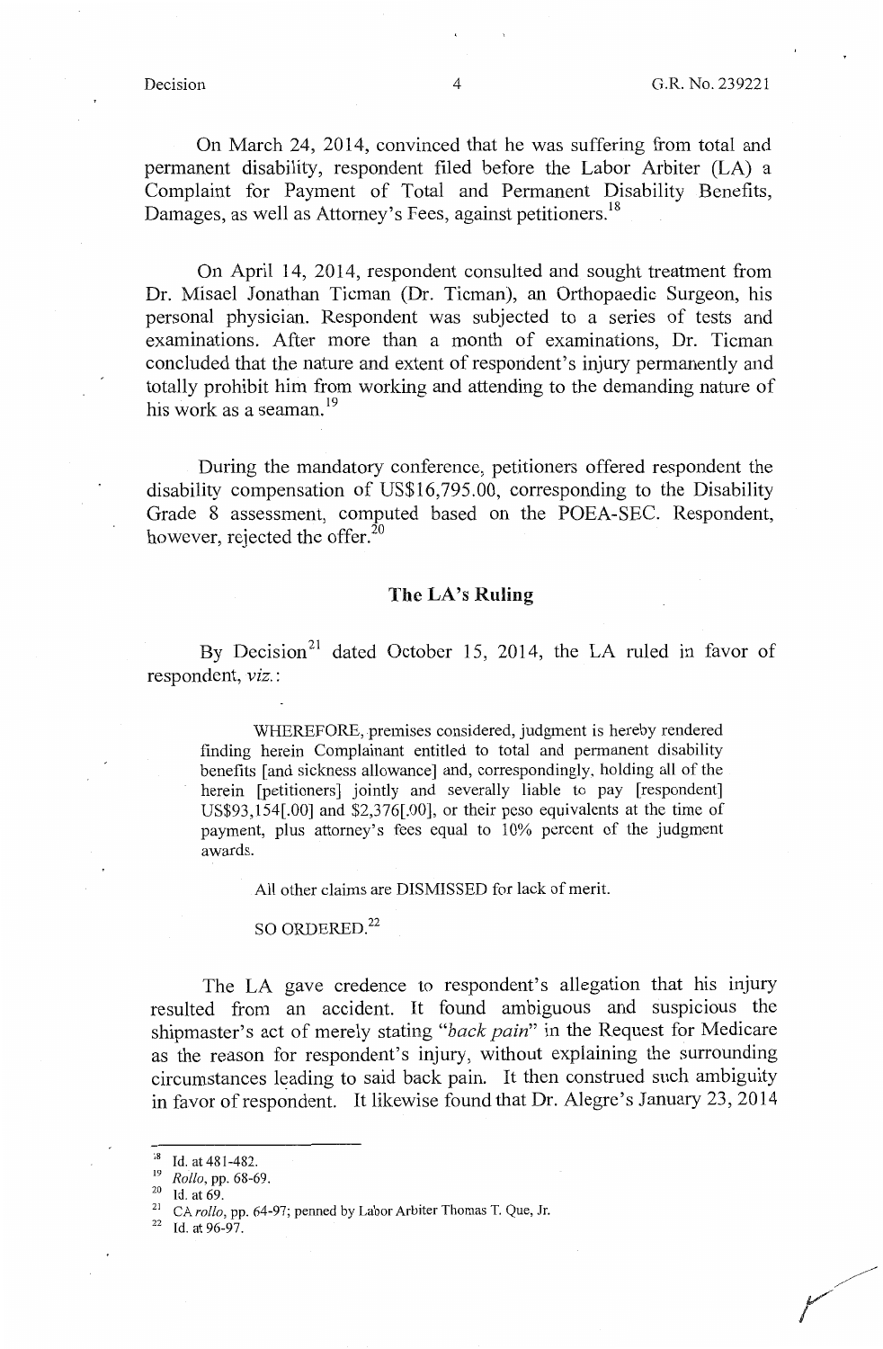On March 24, 2014, convinced that he was suffering from total and permanent disability, respondent filed before the Labor Arbiter (LA) a Complaint for Payment of Total and Permanent Disability Benefits, Damages, as well as Attorney's Fees, against petitioners.[18]

On April 14, 2014, respondent consulted and sought treatment from Dr. Misael Jonathan Ticman (Dr. Ticman), an Orthopaedic Surgeon, his personal physician. Respondent was subjected to a series of tests and examinations. After more than a month of examinations, Dr. Ticman concluded that the nature and extent of respondent's injury permanently and totally prohibit him from working and attending to the demanding nature of his work as a seaman.[19]

During the mandatory conference, petitioners offered respondent the disability compensation of US$16,795.00, corresponding to the Disability Grade 8 assessment, computed based on the POEA-SEC. Respondent, however, rejected the offer.[20]

## The LA's Ruling

By Decision[21] dated October 15, 2014, the LA ruled in favor of respondent, *viz.*:

> WHEREFORE, premises considered, judgment is hereby rendered finding herein Complainant entitled to total and permanent disability benefits [and sickness allowance] and, correspondingly, holding all of the herein [petitioners] jointly and severally liable to pay [respondent] US$93,154[.00] and $2,376[.00], or their peso equivalents at the time of payment, plus attorney's fees equal to 10% percent of the judgment awards.
>
> All other claims are DISMISSED for lack of merit.
>
> SO ORDERED.[22]

The LA gave credence to respondent's allegation that his injury resulted from an accident. It found ambiguous and suspicious the shipmaster's act of merely stating "*back pain*" in the Request for Medicare as the reason for respondent's injury, without explaining the surrounding circumstances leading to said back pain. It then construed such ambiguity in favor of respondent. It likewise found that Dr. Alegre's January 23, 2014

---

[18] Id. at 481-482.

[19] *Rollo*, pp. 68-69.

[20] Id. at 69.

[21] CA *rollo*, pp. 64-97; penned by Labor Arbiter Thomas T. Que, Jr.

[22] Id. at 96-97.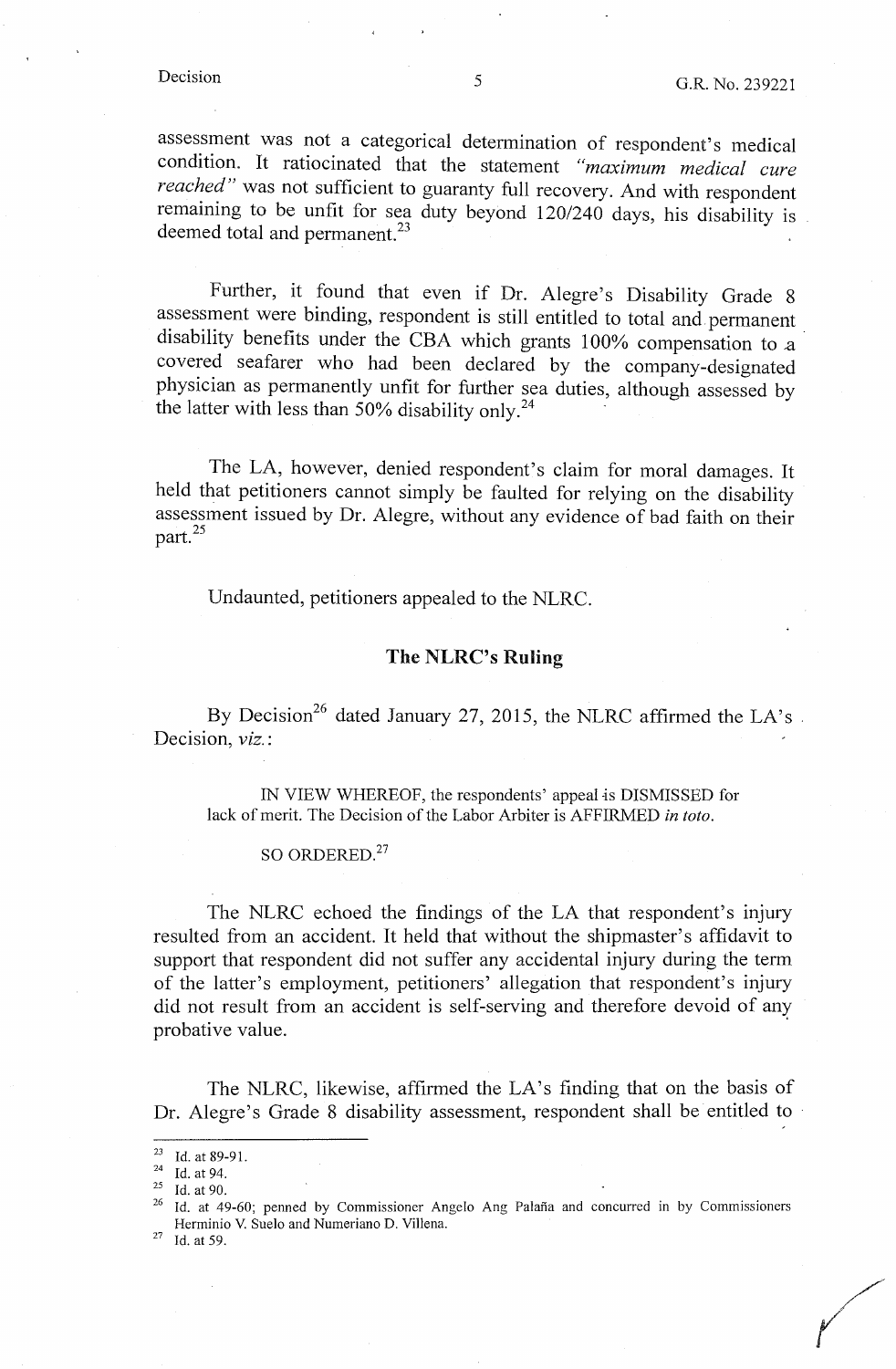assessment was not a categorical determination of respondent's medical condition. It ratiocinated that the statement *"maximum medical cure reached"* was not sufficient to guaranty full recovery. And with respondent remaining to be unfit for sea duty beyond 120/240 days, his disability is deemed total and permanent.[23]

Further, it found that even if Dr. Alegre's Disability Grade 8 assessment were binding, respondent is still entitled to total and permanent disability benefits under the CBA which grants 100% compensation to a covered seafarer who had been declared by the company-designated physician as permanently unfit for further sea duties, although assessed by the latter with less than 50% disability only.[24]

The LA, however, denied respondent's claim for moral damages. It held that petitioners cannot simply be faulted for relying on the disability assessment issued by Dr. Alegre, without any evidence of bad faith on their part.[25]

Undaunted, petitioners appealed to the NLRC.

## The NLRC's Ruling

By Decision[26] dated January 27, 2015, the NLRC affirmed the LA's Decision, *viz.*:

> IN VIEW WHEREOF, the respondents' appeal is DISMISSED for lack of merit. The Decision of the Labor Arbiter is AFFIRMED *in toto*.
>
> SO ORDERED.[27]

The NLRC echoed the findings of the LA that respondent's injury resulted from an accident. It held that without the shipmaster's affidavit to support that respondent did not suffer any accidental injury during the term of the latter's employment, petitioners' allegation that respondent's injury did not result from an accident is self-serving and therefore devoid of any probative value.

The NLRC, likewise, affirmed the LA's finding that on the basis of Dr. Alegre's Grade 8 disability assessment, respondent shall be entitled to

---

[23] Id. at 89-91.

[24] Id. at 94.

[25] Id. at 90.

[26] Id. at 49-60; penned by Commissioner Angelo Ang Palaña and concurred in by Commissioners Herminio V. Suelo and Numeriano D. Villena.

[27] Id. at 59.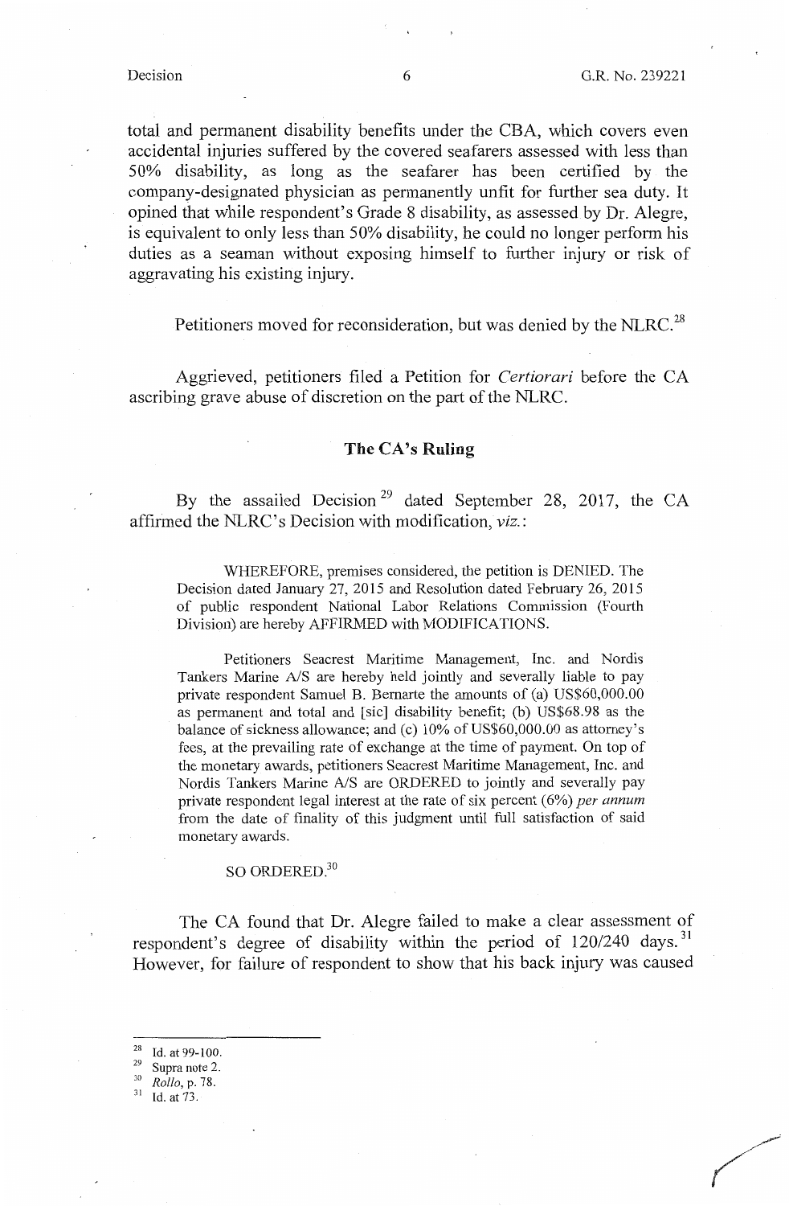total and permanent disability benefits under the CBA, which covers even accidental injuries suffered by the covered seafarers assessed with less than 50% disability, as long as the seafarer has been certified by the company-designated physician as permanently unfit for further sea duty. It opined that while respondent's Grade 8 disability, as assessed by Dr. Alegre, is equivalent to only less than 50% disability, he could no longer perform his duties as a seaman without exposing himself to further injury or risk of aggravating his existing injury.

Petitioners moved for reconsideration, but was denied by the NLRC.[28]

Aggrieved, petitioners filed a Petition for *Certiorari* before the CA ascribing grave abuse of discretion on the part of the NLRC.

## The CA's Ruling

By the assailed Decision[29] dated September 28, 2017, the CA affirmed the NLRC's Decision with modification, *viz.*:

> WHEREFORE, premises considered, the petition is DENIED. The Decision dated January 27, 2015 and Resolution dated February 26, 2015 of public respondent National Labor Relations Commission (Fourth Division) are hereby AFFIRMED with MODIFICATIONS.
>
> Petitioners Seacrest Maritime Management, Inc. and Nordis Tankers Marine A/S are hereby held jointly and severally liable to pay private respondent Samuel B. Bernarte the amounts of (a) US$60,000.00 as permanent and total and [sic] disability benefit; (b) US$68.98 as the balance of sickness allowance; and (c) 10% of US$60,000.00 as attorney's fees, at the prevailing rate of exchange at the time of payment. On top of the monetary awards, petitioners Seacrest Maritime Management, Inc. and Nordis Tankers Marine A/S are ORDERED to jointly and severally pay private respondent legal interest at the rate of six percent (6%) *per annum* from the date of finality of this judgment until full satisfaction of said monetary awards.
>
> SO ORDERED.[30]

The CA found that Dr. Alegre failed to make a clear assessment of respondent's degree of disability within the period of 120/240 days.[31] However, for failure of respondent to show that his back injury was caused

---

[28] Id. at 99-100.

[29] Supra note 2.

[30] *Rollo*, p. 78.

[31] Id. at 73.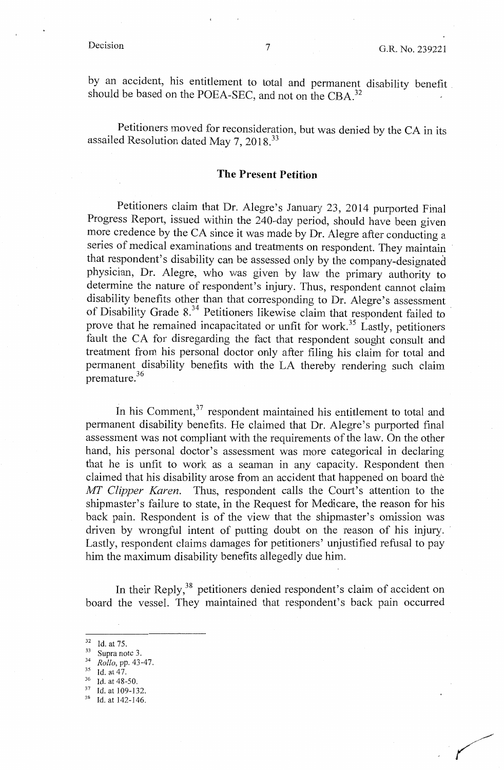by an accident, his entitlement to total and permanent disability benefit should be based on the POEA-SEC, and not on the CBA.[32]

Petitioners moved for reconsideration, but was denied by the CA in its assailed Resolution dated May 7, 2018.[33]

## The Present Petition

Petitioners claim that Dr. Alegre's January 23, 2014 purported Final Progress Report, issued within the 240-day period, should have been given more credence by the CA since it was made by Dr. Alegre after conducting a series of medical examinations and treatments on respondent. They maintain that respondent's disability can be assessed only by the company-designated physician, Dr. Alegre, who was given by law the primary authority to determine the nature of respondent's injury. Thus, respondent cannot claim disability benefits other than that corresponding to Dr. Alegre's assessment of Disability Grade 8.[34] Petitioners likewise claim that respondent failed to prove that he remained incapacitated or unfit for work.[35] Lastly, petitioners fault the CA for disregarding the fact that respondent sought consult and treatment from his personal doctor only after filing his claim for total and permanent disability benefits with the LA thereby rendering such claim premature.[36]

In his Comment,[37] respondent maintained his entitlement to total and permanent disability benefits. He claimed that Dr. Alegre's purported final assessment was not compliant with the requirements of the law. On the other hand, his personal doctor's assessment was more categorical in declaring that he is unfit to work as a seaman in any capacity. Respondent then claimed that his disability arose from an accident that happened on board the *MT Clipper Karen*. Thus, respondent calls the Court's attention to the shipmaster's failure to state, in the Request for Medicare, the reason for his back pain. Respondent is of the view that the shipmaster's omission was driven by wrongful intent of putting doubt on the reason of his injury. Lastly, respondent claims damages for petitioners' unjustified refusal to pay him the maximum disability benefits allegedly due him.

In their Reply,[38] petitioners denied respondent's claim of accident on board the vessel. They maintained that respondent's back pain occurred

---

[32] Id. at 75.
[33] Supra note 3.
[34] *Rollo*, pp. 43-47.
[35] Id. at 47.
[36] Id. at 48-50.
[37] Id. at 109-132.
[38] Id. at 142-146.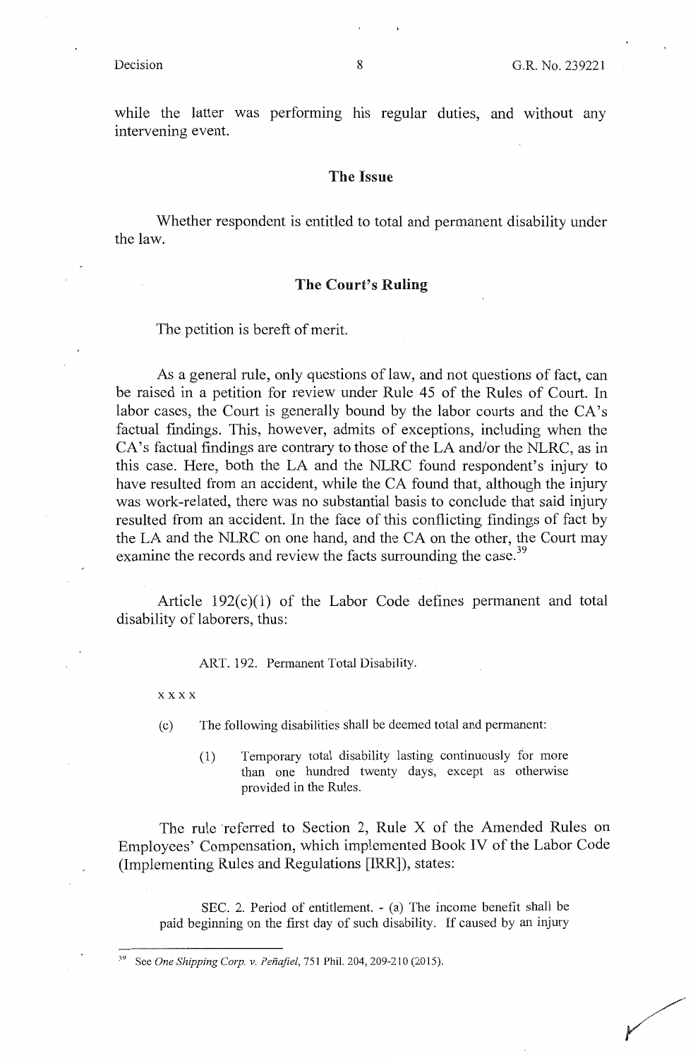while the latter was performing his regular duties, and without any intervening event.

## The Issue

Whether respondent is entitled to total and permanent disability under the law.

## The Court's Ruling

The petition is bereft of merit.

As a general rule, only questions of law, and not questions of fact, can be raised in a petition for review under Rule 45 of the Rules of Court. In labor cases, the Court is generally bound by the labor courts and the CA's factual findings. This, however, admits of exceptions, including when the CA's factual findings are contrary to those of the LA and/or the NLRC, as in this case. Here, both the LA and the NLRC found respondent's injury to have resulted from an accident, while the CA found that, although the injury was work-related, there was no substantial basis to conclude that said injury resulted from an accident. In the face of this conflicting findings of fact by the LA and the NLRC on one hand, and the CA on the other, the Court may examine the records and review the facts surrounding the case.[39]

Article 192(c)(1) of the Labor Code defines permanent and total disability of laborers, thus:

> ART. 192. Permanent Total Disability.
>
> x x x x
>
> (c) The following disabilities shall be deemed total and permanent:
>
> (1) Temporary total disability lasting continuously for more than one hundred twenty days, except as otherwise provided in the Rules.

The rule referred to Section 2, Rule X of the Amended Rules on Employees' Compensation, which implemented Book IV of the Labor Code (Implementing Rules and Regulations [IRR]), states:

> SEC. 2. Period of entitlement. - (a) The income benefit shall be paid beginning on the first day of such disability. If caused by an injury

[39] See *One Shipping Corp. v. Peñafiel*, 751 Phil. 204, 209-210 (2015).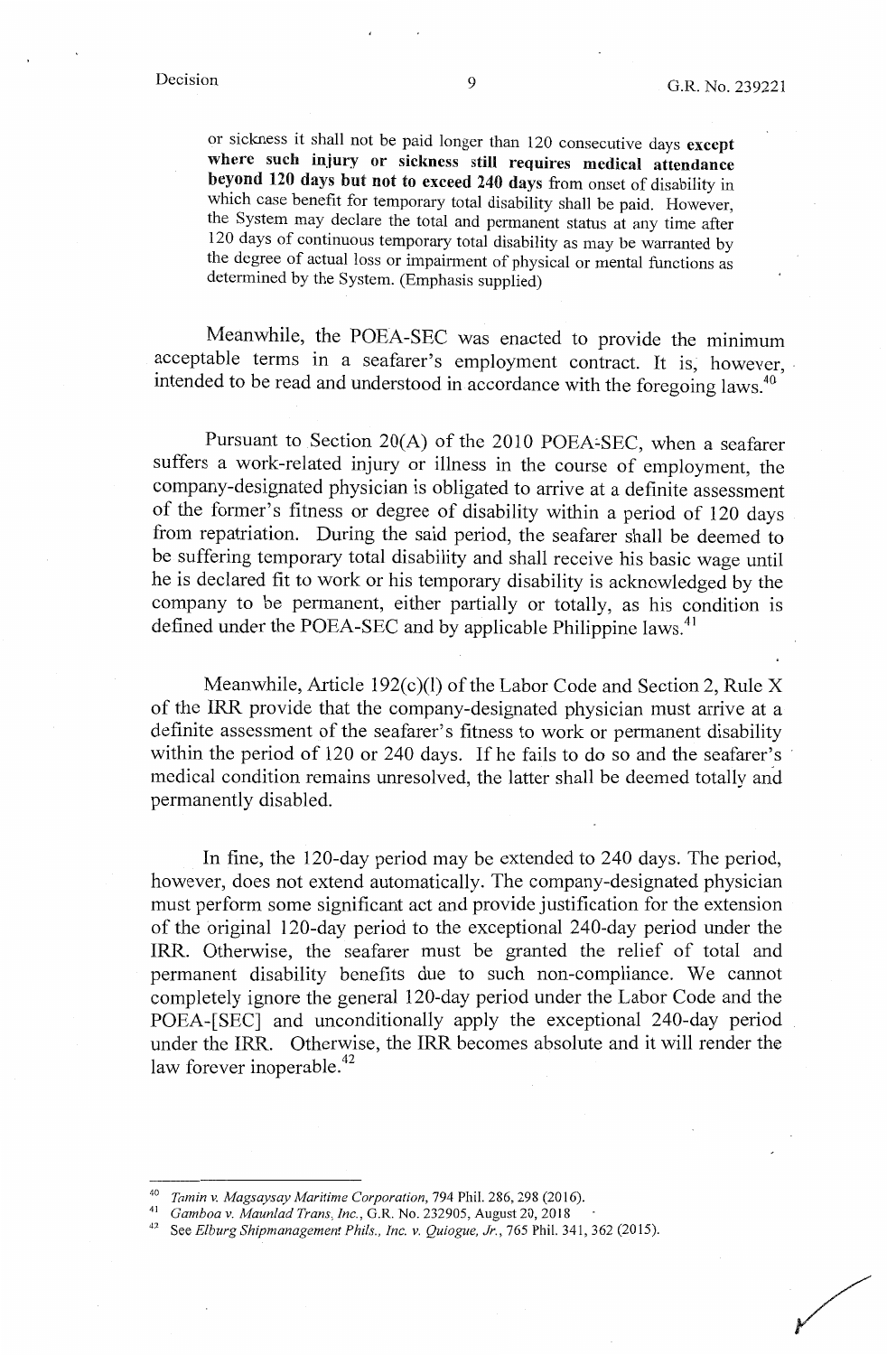> or sickness it shall not be paid longer than 120 consecutive days **except where such injury or sickness still requires medical attendance beyond 120 days but not to exceed 240 days** from onset of disability in which case benefit for temporary total disability shall be paid. However, the System may declare the total and permanent status at any time after 120 days of continuous temporary total disability as may be warranted by the degree of actual loss or impairment of physical or mental functions as determined by the System. (Emphasis supplied)

Meanwhile, the POEA-SEC was enacted to provide the minimum acceptable terms in a seafarer's employment contract. It is, however, intended to be read and understood in accordance with the foregoing laws.[40]

Pursuant to Section 20(A) of the 2010 POEA-SEC, when a seafarer suffers a work-related injury or illness in the course of employment, the company-designated physician is obligated to arrive at a definite assessment of the former's fitness or degree of disability within a period of 120 days from repatriation. During the said period, the seafarer shall be deemed to be suffering temporary total disability and shall receive his basic wage until he is declared fit to work or his temporary disability is acknowledged by the company to be permanent, either partially or totally, as his condition is defined under the POEA-SEC and by applicable Philippine laws.[41]

Meanwhile, Article 192(c)(l) of the Labor Code and Section 2, Rule X of the IRR provide that the company-designated physician must arrive at a definite assessment of the seafarer's fitness to work or permanent disability within the period of 120 or 240 days. If he fails to do so and the seafarer's medical condition remains unresolved, the latter shall be deemed totally and permanently disabled.

In fine, the 120-day period may be extended to 240 days. The period, however, does not extend automatically. The company-designated physician must perform some significant act and provide justification for the extension of the original 120-day period to the exceptional 240-day period under the IRR. Otherwise, the seafarer must be granted the relief of total and permanent disability benefits due to such non-compliance. We cannot completely ignore the general 120-day period under the Labor Code and the POEA-[SEC] and unconditionally apply the exceptional 240-day period under the IRR. Otherwise, the IRR becomes absolute and it will render the law forever inoperable.[42]

---

[40] *Tamin v. Magsaysay Maritime Corporation*, 794 Phil. 286, 298 (2016).

[41] *Gamboa v. Maunlad Trans, Inc.*, G.R. No. 232905, August 20, 2018

[42] See *Elburg Shipmanagement Phils., Inc. v. Quiogue, Jr.*, 765 Phil. 341, 362 (2015).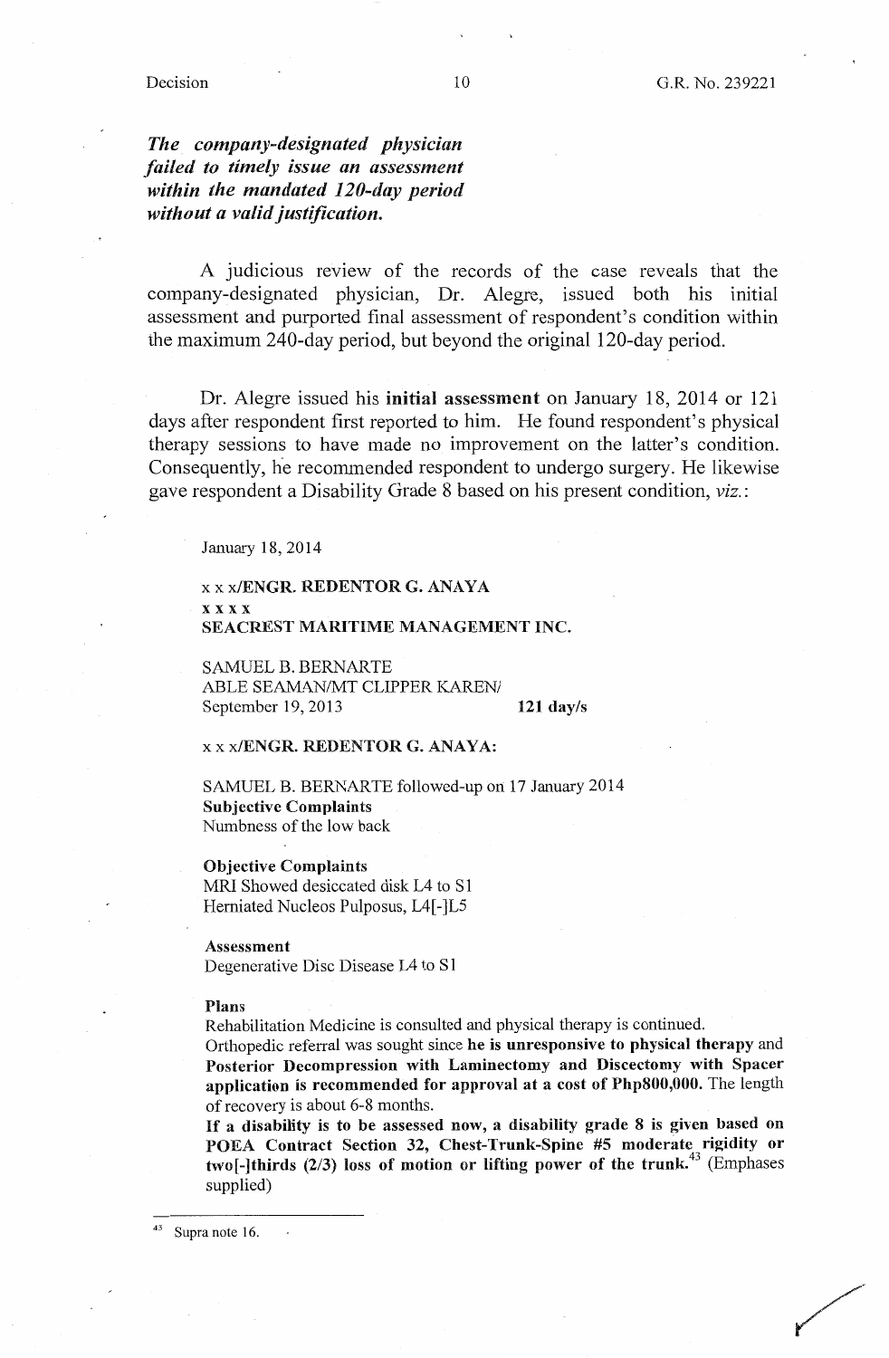***The company-designated physician failed to timely issue an assessment within the mandated 120-day period without a valid justification.***

A judicious review of the records of the case reveals that the company-designated physician, Dr. Alegre, issued both his initial assessment and purported final assessment of respondent's condition within the maximum 240-day period, but beyond the original 120-day period.

Dr. Alegre issued his **initial assessment** on January 18, 2014 or 121 days after respondent first reported to him. He found respondent's physical therapy sessions to have made no improvement on the latter's condition. Consequently, he recommended respondent to undergo surgery. He likewise gave respondent a Disability Grade 8 based on his present condition, *viz.*:

> January 18, 2014
>
> x x x/**ENGR. REDENTOR G. ANAYA**
> **x x x x**
> **SEACREST MARITIME MANAGEMENT INC.**
>
> SAMUEL B. BERNARTE
> ABLE SEAMAN/MT CLIPPER KAREN/
> September 19, 2013 **121 day/s**
>
> x x x/**ENGR. REDENTOR G. ANAYA:**
>
> SAMUEL B. BERNARTE followed-up on 17 January 2014
> **Subjective Complaints**
> Numbness of the low back
>
> **Objective Complaints**
> MRI Showed desiccated disk L4 to S1
> Herniated Nucleos Pulposus, L4[-]L5
>
> **Assessment**
> Degenerative Disc Disease L4 to S1
>
> **Plans**
> Rehabilitation Medicine is consulted and physical therapy is continued.
> Orthopedic referral was sought since **he is unresponsive to physical therapy** and **Posterior Decompression with Laminectomy and Discectomy with Spacer application is recommended for approval at a cost of Php800,000.** The length of recovery is about 6-8 months.
> **If a disability is to be assessed now, a disability grade 8 is given based on POEA Contract Section 32, Chest-Trunk-Spine #5 moderate rigidity or two[-]thirds (2/3) loss of motion or lifting power of the trunk.**[43] (Emphases supplied)

---

[43] Supra note 16.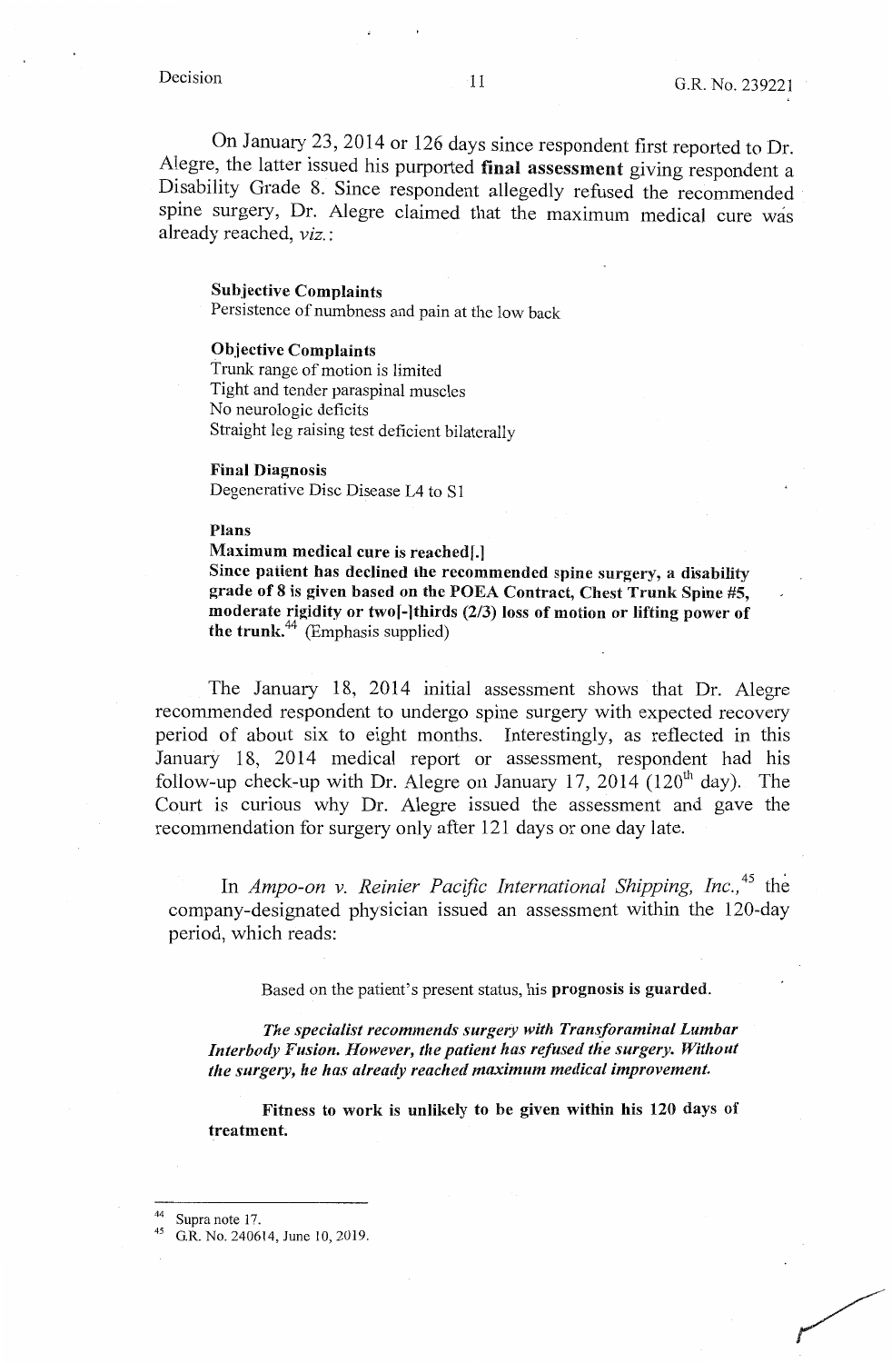On January 23, 2014 or 126 days since respondent first reported to Dr. Alegre, the latter issued his purported **final assessment** giving respondent a Disability Grade 8. Since respondent allegedly refused the recommended spine surgery, Dr. Alegre claimed that the maximum medical cure was already reached, *viz.*:

> **Subjective Complaints**
> Persistence of numbness and pain at the low back
>
> **Objective Complaints**
> Trunk range of motion is limited
> Tight and tender paraspinal muscles
> No neurologic deficits
> Straight leg raising test deficient bilaterally
>
> **Final Diagnosis**
> Degenerative Disc Disease L4 to S1
>
> **Plans**
> **Maximum medical cure is reached[.]**
> **Since patient has declined the recommended spine surgery, a disability grade of 8 is given based on the POEA Contract, Chest Trunk Spine #5, moderate rigidity or two[-]thirds (2/3) loss of motion or lifting power of the trunk.**[44] (Emphasis supplied)

The January 18, 2014 initial assessment shows that Dr. Alegre recommended respondent to undergo spine surgery with expected recovery period of about six to eight months. Interestingly, as reflected in this January 18, 2014 medical report or assessment, respondent had his follow-up check-up with Dr. Alegre on January 17, 2014 (120th day). The Court is curious why Dr. Alegre issued the assessment and gave the recommendation for surgery only after 121 days or one day late.

In *Ampo-on v. Reinier Pacific International Shipping, Inc.*,[45] the company-designated physician issued an assessment within the 120-day period, which reads:

> Based on the patient's present status, his **prognosis is guarded.**
>
> ***The specialist recommends surgery with Transforaminal Lumbar Interbody Fusion. However, the patient has refused the surgery. Without the surgery, he has already reached maximum medical improvement.***
>
> **Fitness to work is unlikely to be given within his 120 days of treatment.**

---

[44] Supra note 17.
[45] G.R. No. 240614, June 10, 2019.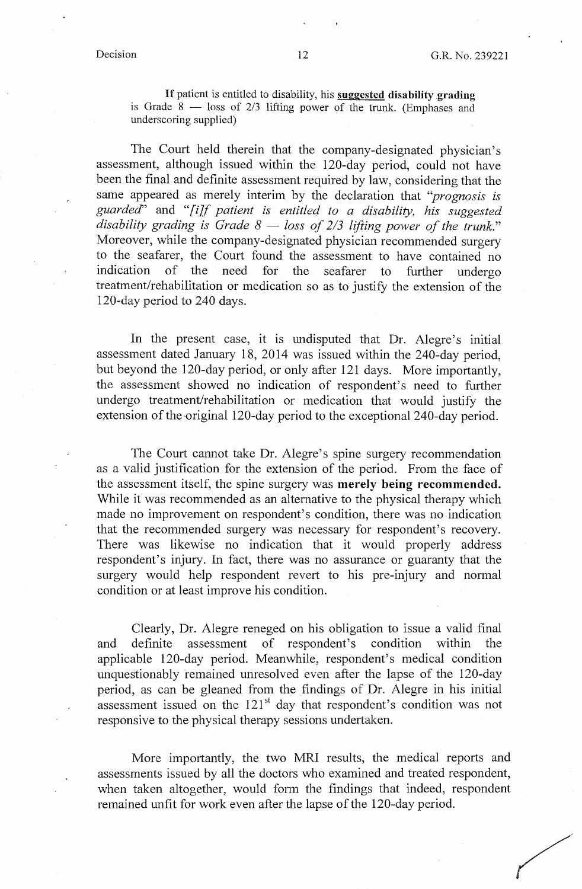> If patient is entitled to disability, his **<u>suggested</u> disability grading** is Grade 8 — loss of 2/3 lifting power of the trunk. (Emphases and underscoring supplied)

The Court held therein that the company-designated physician's assessment, although issued within the 120-day period, could not have been the final and definite assessment required by law, considering that the same appeared as merely interim by the declaration that "*prognosis is guarded*" and "*[i]f patient is entitled to a disability, his suggested disability grading is Grade 8 — loss of 2/3 lifting power of the trunk.*" Moreover, while the company-designated physician recommended surgery to the seafarer, the Court found the assessment to have contained no indication of the need for the seafarer to further undergo treatment/rehabilitation or medication so as to justify the extension of the 120-day period to 240 days.

In the present case, it is undisputed that Dr. Alegre's initial assessment dated January 18, 2014 was issued within the 240-day period, but beyond the 120-day period, or only after 121 days. More importantly, the assessment showed no indication of respondent's need to further undergo treatment/rehabilitation or medication that would justify the extension of the original 120-day period to the exceptional 240-day period.

The Court cannot take Dr. Alegre's spine surgery recommendation as a valid justification for the extension of the period. From the face of the assessment itself, the spine surgery was **merely being recommended.** While it was recommended as an alternative to the physical therapy which made no improvement on respondent's condition, there was no indication that the recommended surgery was necessary for respondent's recovery. There was likewise no indication that it would properly address respondent's injury. In fact, there was no assurance or guaranty that the surgery would help respondent revert to his pre-injury and normal condition or at least improve his condition.

Clearly, Dr. Alegre reneged on his obligation to issue a valid final and definite assessment of respondent's condition within the applicable 120-day period. Meanwhile, respondent's medical condition unquestionably remained unresolved even after the lapse of the 120-day period, as can be gleaned from the findings of Dr. Alegre in his initial assessment issued on the 121st day that respondent's condition was not responsive to the physical therapy sessions undertaken.

More importantly, the two MRI results, the medical reports and assessments issued by all the doctors who examined and treated respondent, when taken altogether, would form the findings that indeed, respondent remained unfit for work even after the lapse of the 120-day period.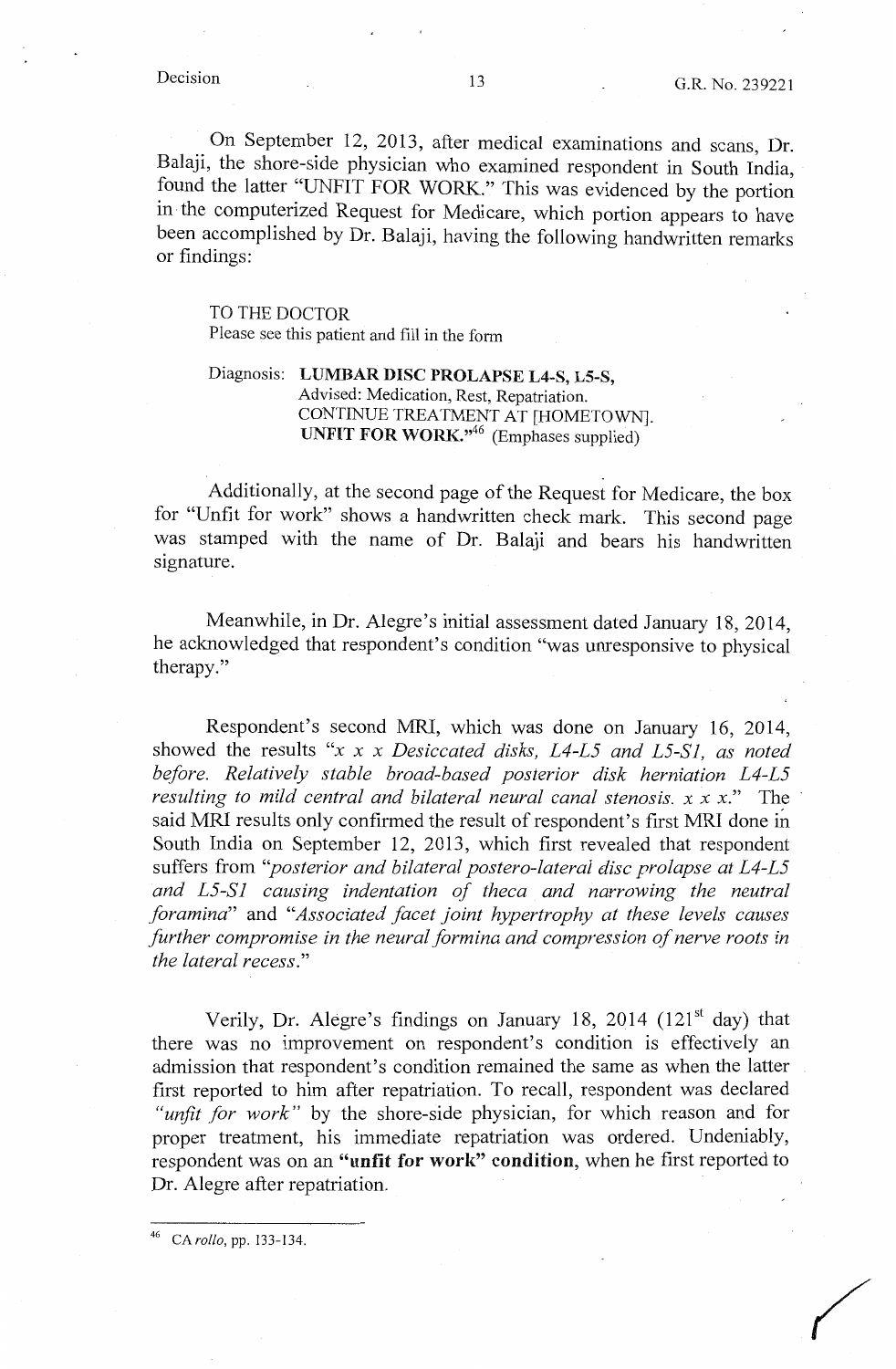On September 12, 2013, after medical examinations and scans, Dr. Balaji, the shore-side physician who examined respondent in South India, found the latter "UNFIT FOR WORK." This was evidenced by the portion in the computerized Request for Medicare, which portion appears to have been accomplished by Dr. Balaji, having the following handwritten remarks or findings:

> TO THE DOCTOR
> Please see this patient and fill in the form
>
> Diagnosis: **LUMBAR DISC PROLAPSE L4-S, L5-S,**
> Advised: Medication, Rest, Repatriation.
> CONTINUE TREATMENT AT [HOMETOWN].
> **UNFIT FOR WORK.**"[46] (Emphases supplied)

Additionally, at the second page of the Request for Medicare, the box for "Unfit for work" shows a handwritten check mark. This second page was stamped with the name of Dr. Balaji and bears his handwritten signature.

Meanwhile, in Dr. Alegre's initial assessment dated January 18, 2014, he acknowledged that respondent's condition "was unresponsive to physical therapy."

Respondent's second MRI, which was done on January 16, 2014, showed the results "*x x x Desiccated disks, L4-L5 and L5-S1, as noted before. Relatively stable broad-based posterior disk herniation L4-L5 resulting to mild central and bilateral neural canal stenosis. x x x.*" The said MRI results only confirmed the result of respondent's first MRI done in South India on September 12, 2013, which first revealed that respondent suffers from "*posterior and bilateral postero-lateral disc prolapse at L4-L5 and L5-S1 causing indentation of theca and narrowing the neutral foramina*" and "*Associated facet joint hypertrophy at these levels causes further compromise in the neural formina and compression of nerve roots in the lateral recess.*"

Verily, Dr. Alegre's findings on January 18, 2014 (121st day) that there was no improvement on respondent's condition is effectively an admission that respondent's condition remained the same as when the latter first reported to him after repatriation. To recall, respondent was declared "*unfit for work*" by the shore-side physician, for which reason and for proper treatment, his immediate repatriation was ordered. Undeniably, respondent was on an **"unfit for work" condition**, when he first reported to Dr. Alegre after repatriation.

---

[46] CA *rollo*, pp. 133-134.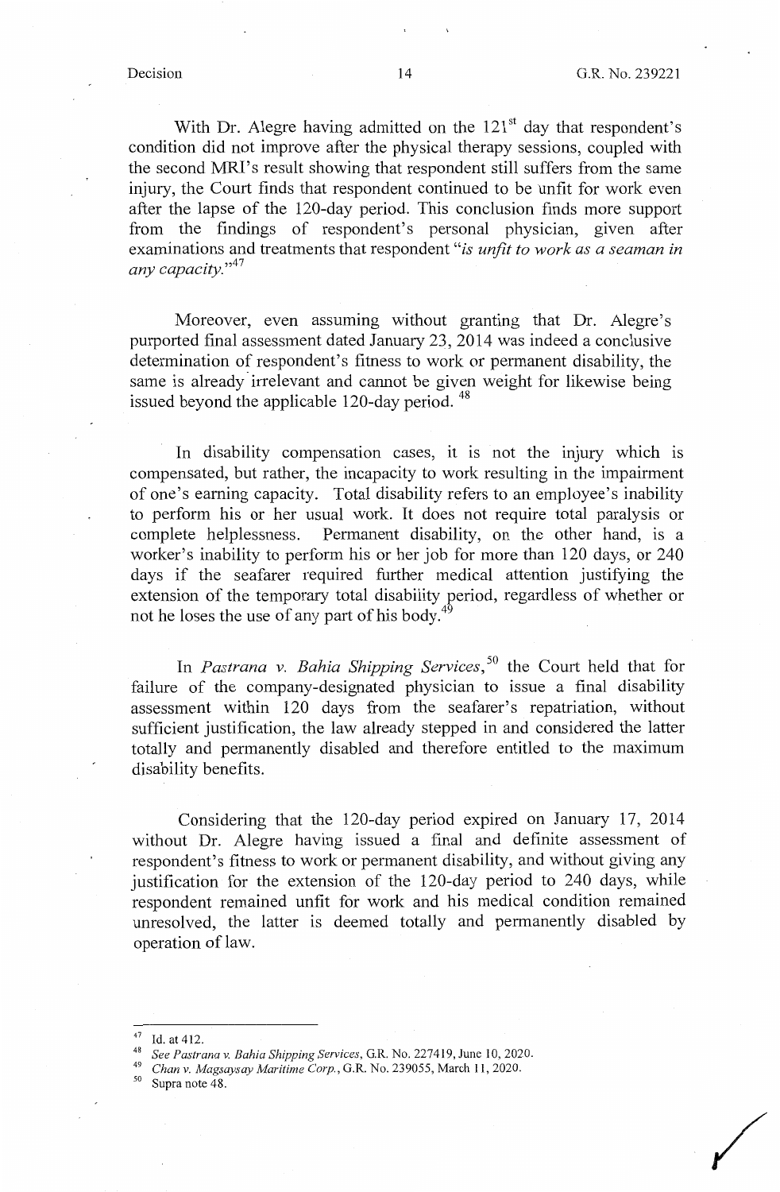With Dr. Alegre having admitted on the 121st day that respondent's condition did not improve after the physical therapy sessions, coupled with the second MRI's result showing that respondent still suffers from the same injury, the Court finds that respondent continued to be unfit for work even after the lapse of the 120-day period. This conclusion finds more support from the findings of respondent's personal physician, given after examinations and treatments that respondent "*is unfit to work as a seaman in any capacity.*"[47]

Moreover, even assuming without granting that Dr. Alegre's purported final assessment dated January 23, 2014 was indeed a conclusive determination of respondent's fitness to work or permanent disability, the same is already irrelevant and cannot be given weight for likewise being issued beyond the applicable 120-day period. [48]

In disability compensation cases, it is not the injury which is compensated, but rather, the incapacity to work resulting in the impairment of one's earning capacity. Total disability refers to an employee's inability to perform his or her usual work. It does not require total paralysis or complete helplessness. Permanent disability, on the other hand, is a worker's inability to perform his or her job for more than 120 days, or 240 days if the seafarer required further medical attention justifying the extension of the temporary total disability period, regardless of whether or not he loses the use of any part of his body.[49]

In *Pastrana v. Bahia Shipping Services*,[50] the Court held that for failure of the company-designated physician to issue a final disability assessment within 120 days from the seafarer's repatriation, without sufficient justification, the law already stepped in and considered the latter totally and permanently disabled and therefore entitled to the maximum disability benefits.

Considering that the 120-day period expired on January 17, 2014 without Dr. Alegre having issued a final and definite assessment of respondent's fitness to work or permanent disability, and without giving any justification for the extension of the 120-day period to 240 days, while respondent remained unfit for work and his medical condition remained unresolved, the latter is deemed totally and permanently disabled by operation of law.

---

[47] Id. at 412.

[48] *See Pastrana v. Bahia Shipping Services*, G.R. No. 227419, June 10, 2020.

[49] *Chan v. Magsaysay Maritime Corp.*, G.R. No. 239055, March 11, 2020.

[50] Supra note 48.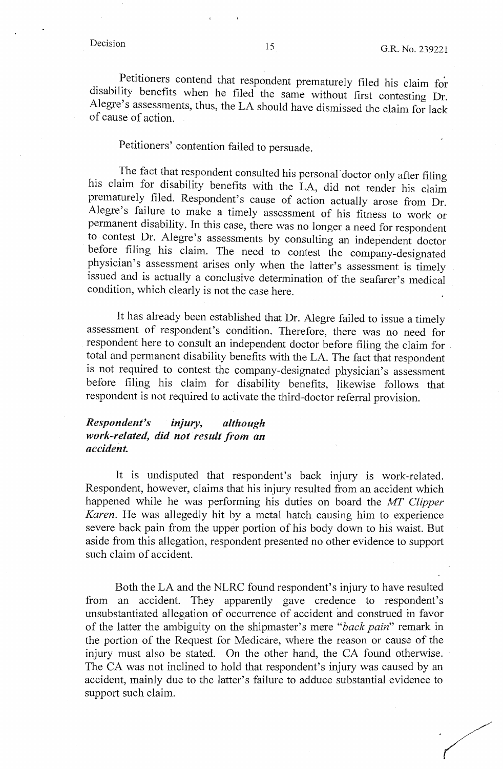Petitioners contend that respondent prematurely filed his claim for disability benefits when he filed the same without first contesting Dr. Alegre's assessments, thus, the LA should have dismissed the claim for lack of cause of action.

Petitioners' contention failed to persuade.

The fact that respondent consulted his personal doctor only after filing his claim for disability benefits with the LA, did not render his claim prematurely filed. Respondent's cause of action actually arose from Dr. Alegre's failure to make a timely assessment of his fitness to work or permanent disability. In this case, there was no longer a need for respondent to contest Dr. Alegre's assessments by consulting an independent doctor before filing his claim. The need to contest the company-designated physician's assessment arises only when the latter's assessment is timely issued and is actually a conclusive determination of the seafarer's medical condition, which clearly is not the case here.

It has already been established that Dr. Alegre failed to issue a timely assessment of respondent's condition. Therefore, there was no need for respondent here to consult an independent doctor before filing the claim for total and permanent disability benefits with the LA. The fact that respondent is not required to contest the company-designated physician's assessment before filing his claim for disability benefits, likewise follows that respondent is not required to activate the third-doctor referral provision.

***Respondent's injury, although work-related, did not result from an accident.***

It is undisputed that respondent's back injury is work-related. Respondent, however, claims that his injury resulted from an accident which happened while he was performing his duties on board the *MT Clipper Karen*. He was allegedly hit by a metal hatch causing him to experience severe back pain from the upper portion of his body down to his waist. But aside from this allegation, respondent presented no other evidence to support such claim of accident.

Both the LA and the NLRC found respondent's injury to have resulted from an accident. They apparently gave credence to respondent's unsubstantiated allegation of occurrence of accident and construed in favor of the latter the ambiguity on the shipmaster's mere "*back pain*" remark in the portion of the Request for Medicare, where the reason or cause of the injury must also be stated. On the other hand, the CA found otherwise. The CA was not inclined to hold that respondent's injury was caused by an accident, mainly due to the latter's failure to adduce substantial evidence to support such claim.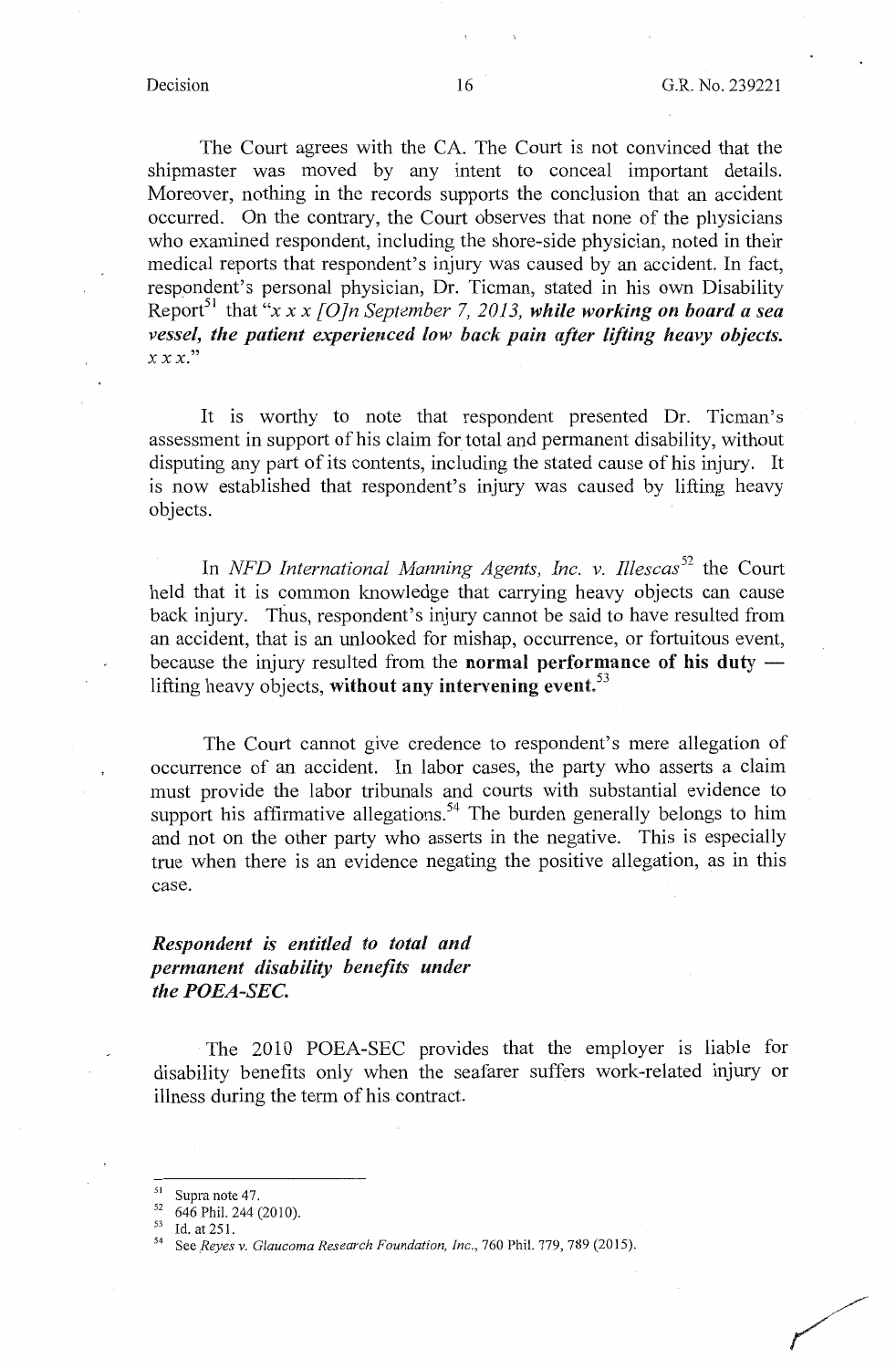The Court agrees with the CA. The Court is not convinced that the shipmaster was moved by any intent to conceal important details. Moreover, nothing in the records supports the conclusion that an accident occurred. On the contrary, the Court observes that none of the physicians who examined respondent, including the shore-side physician, noted in their medical reports that respondent's injury was caused by an accident. In fact, respondent's personal physician, Dr. Ticman, stated in his own Disability Report[51] that "*x x x [O]n September 7, 2013, **while working on board a sea vessel, the patient experienced low back pain after lifting heavy objects.** x x x.*"

It is worthy to note that respondent presented Dr. Ticman's assessment in support of his claim for total and permanent disability, without disputing any part of its contents, including the stated cause of his injury. It is now established that respondent's injury was caused by lifting heavy objects.

In *NFD International Manning Agents, Inc. v. Illescas*[52] the Court held that it is common knowledge that carrying heavy objects can cause back injury. Thus, respondent's injury cannot be said to have resulted from an accident, that is an unlooked for mishap, occurrence, or fortuitous event, because the injury resulted from the **normal performance of his duty —** lifting heavy objects, **without any intervening event.**[53]

The Court cannot give credence to respondent's mere allegation of occurrence of an accident. In labor cases, the party who asserts a claim must provide the labor tribunals and courts with substantial evidence to support his affirmative allegations.[54] The burden generally belongs to him and not on the other party who asserts in the negative. This is especially true when there is an evidence negating the positive allegation, as in this case.

***Respondent is entitled to total and permanent disability benefits under the POEA-SEC.***

The 2010 POEA-SEC provides that the employer is liable for disability benefits only when the seafarer suffers work-related injury or illness during the term of his contract.

---

[51] Supra note 47.

[52] 646 Phil. 244 (2010).

[53] Id. at 251.

[54] See *Reyes v. Glaucoma Research Foundation, Inc.*, 760 Phil. 779, 789 (2015).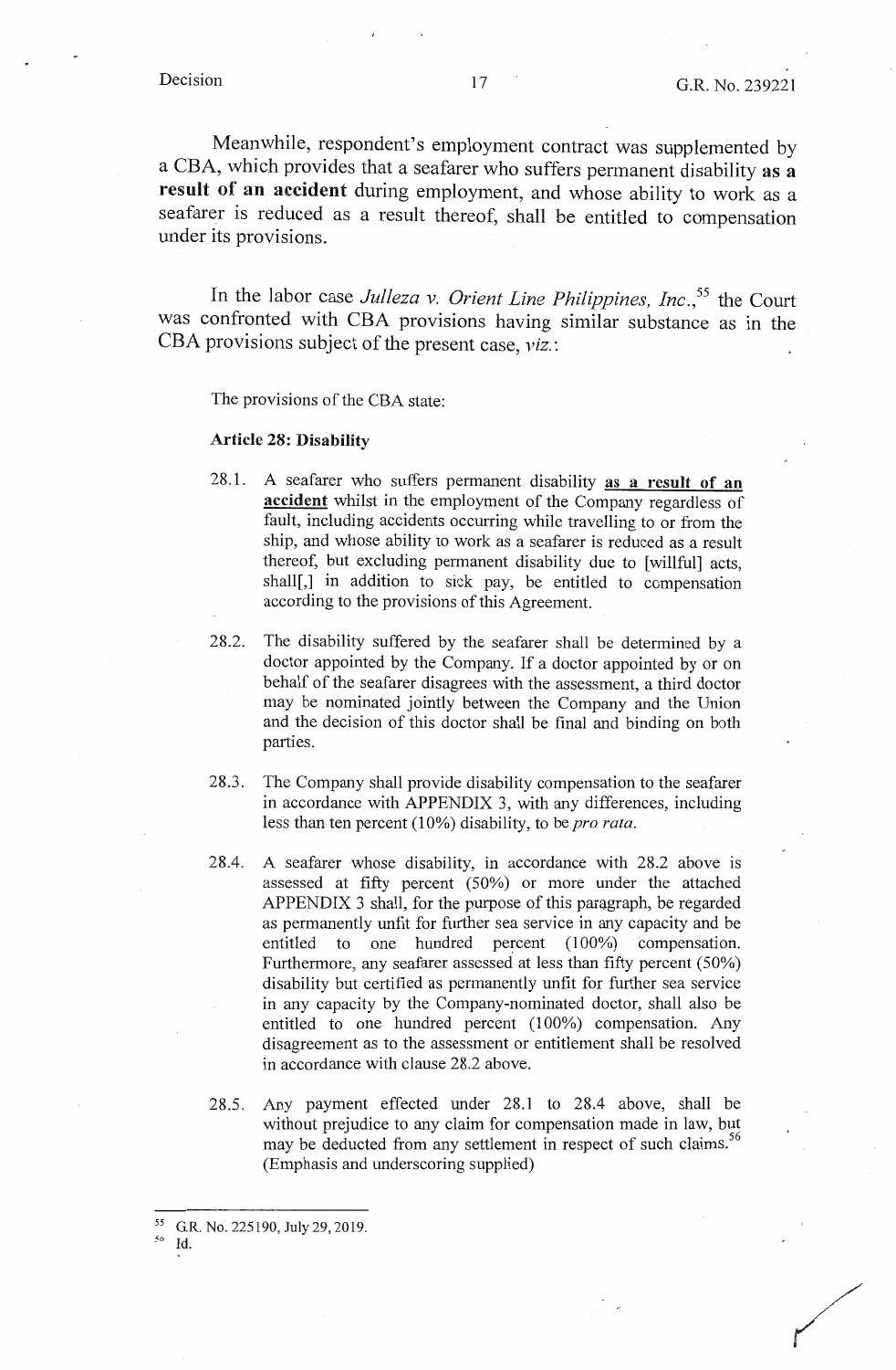Meanwhile, respondent's employment contract was supplemented by a CBA, which provides that a seafarer who suffers permanent disability **as a result of an accident** during employment, and whose ability to work as a seafarer is reduced as a result thereof, shall be entitled to compensation under its provisions.

In the labor case *Julleza v. Orient Line Philippines, Inc.*,[55] the Court was confronted with CBA provisions having similar substance as in the CBA provisions subject of the present case, *viz.*:

> The provisions of the CBA state:
>
> **Article 28: Disability**
>
> 28.1. A seafarer who suffers permanent disability **<u>as a result of an accident</u>** whilst in the employment of the Company regardless of fault, including accidents occurring while travelling to or from the ship, and whose ability to work as a seafarer is reduced as a result thereof, but excluding permanent disability due to [willful] acts, shall[,] in addition to sick pay, be entitled to compensation according to the provisions of this Agreement.
>
> 28.2. The disability suffered by the seafarer shall be determined by a doctor appointed by the Company. If a doctor appointed by or on behalf of the seafarer disagrees with the assessment, a third doctor may be nominated jointly between the Company and the Union and the decision of this doctor shall be final and binding on both parties.
>
> 28.3. The Company shall provide disability compensation to the seafarer in accordance with APPENDIX 3, with any differences, including less than ten percent (10%) disability, to be *pro rata*.
>
> 28.4. A seafarer whose disability, in accordance with 28.2 above is assessed at fifty percent (50%) or more under the attached APPENDIX 3 shall, for the purpose of this paragraph, be regarded as permanently unfit for further sea service in any capacity and be entitled to one hundred percent (100%) compensation. Furthermore, any seafarer assessed at less than fifty percent (50%) disability but certified as permanently unfit for further sea service in any capacity by the Company-nominated doctor, shall also be entitled to one hundred percent (100%) compensation. Any disagreement as to the assessment or entitlement shall be resolved in accordance with clause 28.2 above.
>
> 28.5. Any payment effected under 28.1 to 28.4 above, shall be without prejudice to any claim for compensation made in law, but may be deducted from any settlement in respect of such claims.[56] (Emphasis and underscoring supplied)

---

[55] G.R. No. 225190, July 29, 2019.

[56] Id.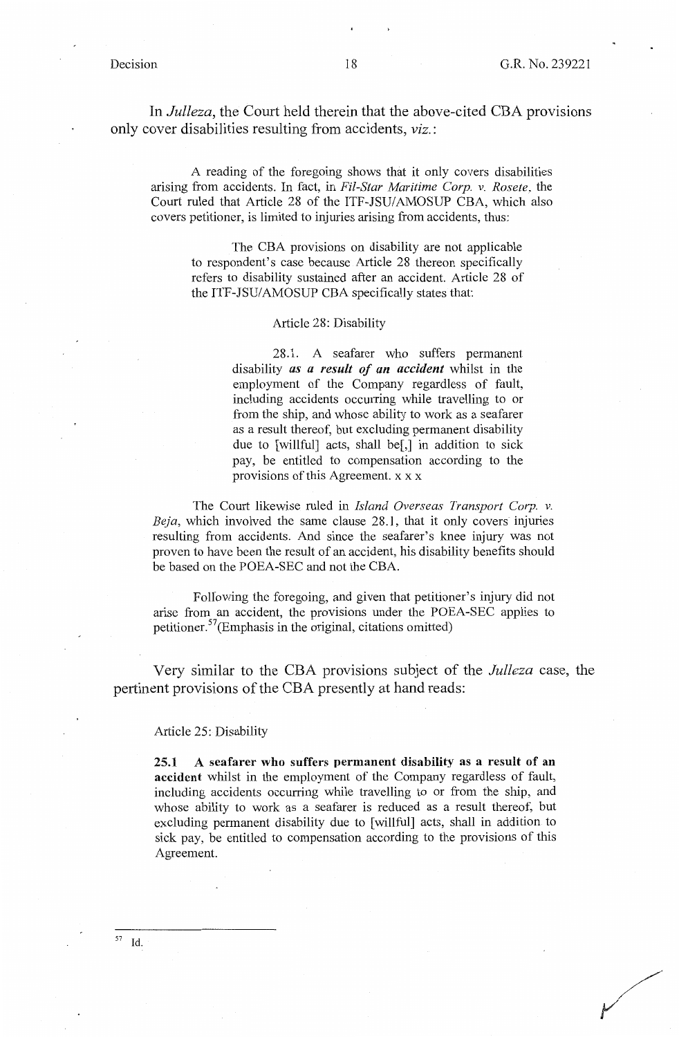In *Julleza*, the Court held therein that the above-cited CBA provisions only cover disabilities resulting from accidents, *viz.*:

> A reading of the foregoing shows that it only covers disabilities arising from accidents. In fact, in *Fil-Star Maritime Corp. v. Rosete*, the Court ruled that Article 28 of the ITF-JSU/AMOSUP CBA, which also covers petitioner, is limited to injuries arising from accidents, thus:
>
> > The CBA provisions on disability are not applicable to respondent's case because Article 28 thereon specifically refers to disability sustained after an accident. Article 28 of the ITF-JSU/AMOSUP CBA specifically states that:
> >
> > Article 28: Disability
> >
> > 28.1. A seafarer who suffers permanent disability ***as a result of an accident*** whilst in the employment of the Company regardless of fault, including accidents occurring while travelling to or from the ship, and whose ability to work as a seafarer as a result thereof, but excluding permanent disability due to [willful] acts, shall be[,] in addition to sick pay, be entitled to compensation according to the provisions of this Agreement. x x x
>
> The Court likewise ruled in *Island Overseas Transport Corp. v. Beja*, which involved the same clause 28.1, that it only covers injuries resulting from accidents. And since the seafarer's knee injury was not proven to have been the result of an accident, his disability benefits should be based on the POEA-SEC and not the CBA.
>
> Following the foregoing, and given that petitioner's injury did not arise from an accident, the provisions under the POEA-SEC applies to petitioner.[57] (Emphasis in the original, citations omitted)

Very similar to the CBA provisions subject of the *Julleza* case, the pertinent provisions of the CBA presently at hand reads:

> Article 25: Disability
>
> **25.1 A seafarer who suffers permanent disability as a result of an accident** whilst in the employment of the Company regardless of fault, including accidents occurring while travelling to or from the ship, and whose ability to work as a seafarer is reduced as a result thereof, but excluding permanent disability due to [willful] acts, shall in addition to sick pay, be entitled to compensation according to the provisions of this Agreement.

---

[57] Id.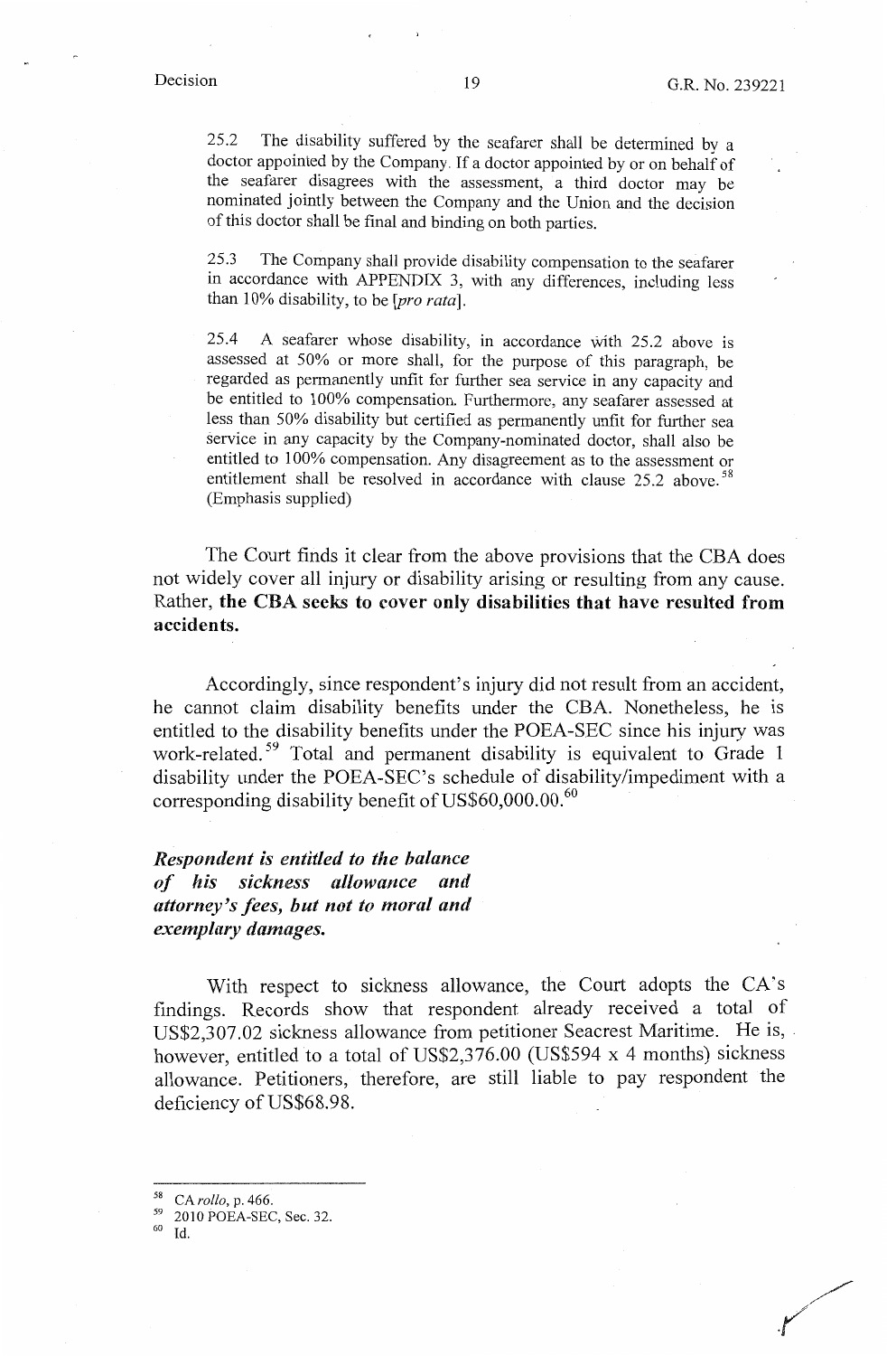> 25.2 The disability suffered by the seafarer shall be determined by a doctor appointed by the Company. If a doctor appointed by or on behalf of the seafarer disagrees with the assessment, a third doctor may be nominated jointly between the Company and the Union and the decision of this doctor shall be final and binding on both parties.
>
> 25.3 The Company shall provide disability compensation to the seafarer in accordance with APPENDIX 3, with any differences, including less than 10% disability, to be [*pro rata*].
>
> 25.4 A seafarer whose disability, in accordance with 25.2 above is assessed at 50% or more shall, for the purpose of this paragraph, be regarded as permanently unfit for further sea service in any capacity and be entitled to 100% compensation. Furthermore, any seafarer assessed at less than 50% disability but certified as permanently unfit for further sea service in any capacity by the Company-nominated doctor, shall also be entitled to 100% compensation. Any disagreement as to the assessment or entitlement shall be resolved in accordance with clause 25.2 above.[58] (Emphasis supplied)

The Court finds it clear from the above provisions that the CBA does not widely cover all injury or disability arising or resulting from any cause. Rather, **the CBA seeks to cover only disabilities that have resulted from accidents.**

Accordingly, since respondent's injury did not result from an accident, he cannot claim disability benefits under the CBA. Nonetheless, he is entitled to the disability benefits under the POEA-SEC since his injury was work-related.[59] Total and permanent disability is equivalent to Grade 1 disability under the POEA-SEC's schedule of disability/impediment with a corresponding disability benefit of US$60,000.00.[60]

***Respondent is entitled to the balance of his sickness allowance and attorney's fees, but not to moral and exemplary damages.***

With respect to sickness allowance, the Court adopts the CA's findings. Records show that respondent already received a total of US$2,307.02 sickness allowance from petitioner Seacrest Maritime. He is, however, entitled to a total of US$2,376.00 (US$594 x 4 months) sickness allowance. Petitioners, therefore, are still liable to pay respondent the deficiency of US$68.98.

---

[58] CA *rollo*, p. 466.

[59] 2010 POEA-SEC, Sec. 32.

[60] Id.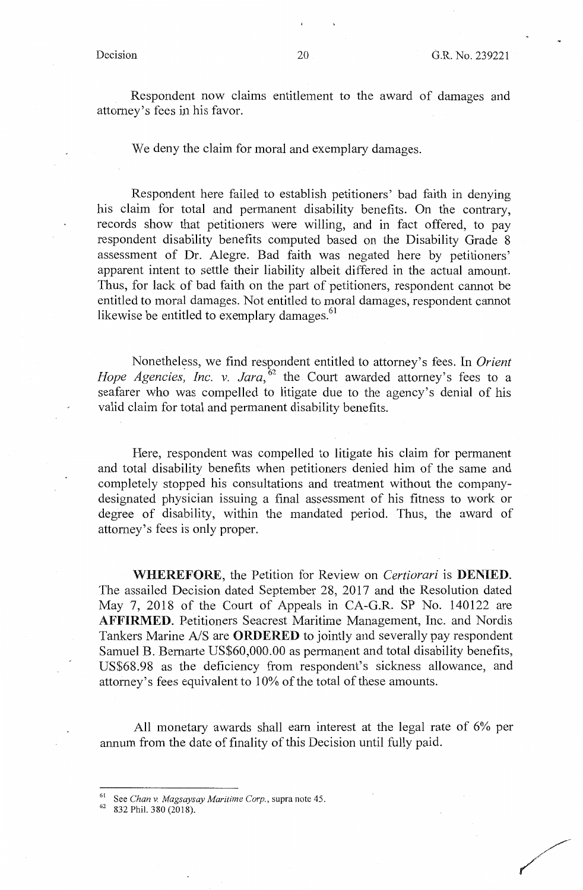Respondent now claims entitlement to the award of damages and attorney's fees in his favor.

We deny the claim for moral and exemplary damages.

Respondent here failed to establish petitioners' bad faith in denying his claim for total and permanent disability benefits. On the contrary, records show that petitioners were willing, and in fact offered, to pay respondent disability benefits computed based on the Disability Grade 8 assessment of Dr. Alegre. Bad faith was negated here by petitioners' apparent intent to settle their liability albeit differed in the actual amount. Thus, for lack of bad faith on the part of petitioners, respondent cannot be entitled to moral damages. Not entitled to moral damages, respondent cannot likewise be entitled to exemplary damages.[61]

Nonetheless, we find respondent entitled to attorney's fees. In *Orient Hope Agencies, Inc. v. Jara*,[62] the Court awarded attorney's fees to a seafarer who was compelled to litigate due to the agency's denial of his valid claim for total and permanent disability benefits.

Here, respondent was compelled to litigate his claim for permanent and total disability benefits when petitioners denied him of the same and completely stopped his consultations and treatment without the company-designated physician issuing a final assessment of his fitness to work or degree of disability, within the mandated period. Thus, the award of attorney's fees is only proper.

**WHEREFORE**, the Petition for Review on *Certiorari* is **DENIED**. The assailed Decision dated September 28, 2017 and the Resolution dated May 7, 2018 of the Court of Appeals in CA-G.R. SP No. 140122 are **AFFIRMED**. Petitioners Seacrest Maritime Management, Inc. and Nordis Tankers Marine A/S are **ORDERED** to jointly and severally pay respondent Samuel B. Bernarte US$60,000.00 as permanent and total disability benefits, US$68.98 as the deficiency from respondent's sickness allowance, and attorney's fees equivalent to 10% of the total of these amounts.

All monetary awards shall earn interest at the legal rate of 6% per annum from the date of finality of this Decision until fully paid.

---

[61] See *Chan v. Magsaysay Maritime Corp.*, supra note 45.

[62] 832 Phil. 380 (2018).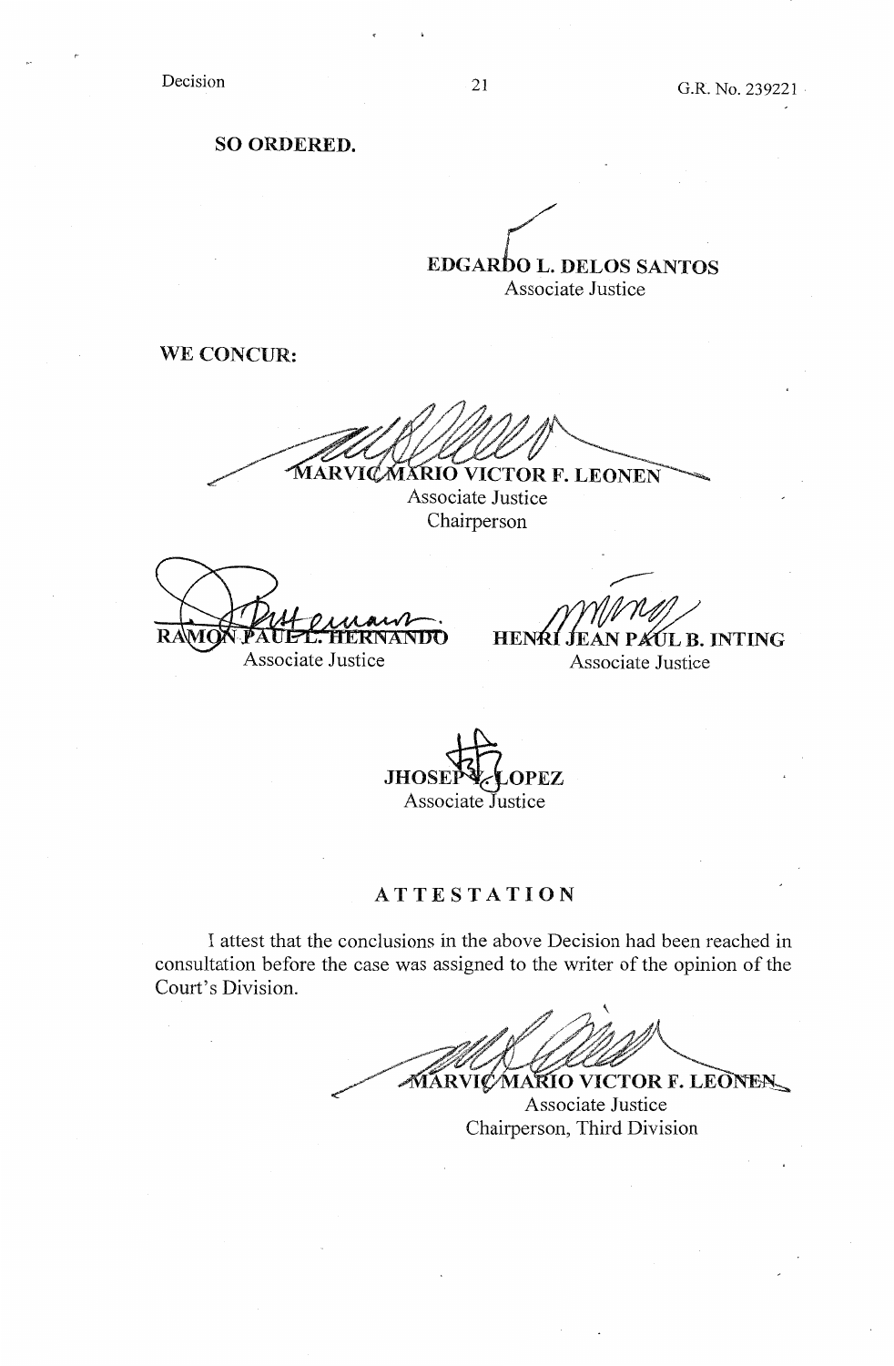**SO ORDERED.**

**EDGARDO L. DELOS SANTOS**
Associate Justice

**WE CONCUR:**

**MARVIC MARIO VICTOR F. LEONEN**
Associate Justice
Chairperson

**RAMON PAUL L. HERNANDO**
Associate Justice

**HENRI JEAN PAUL B. INTING**
Associate Justice

**JHOSEP Y. LOPEZ**
Associate Justice

## ATTESTATION

I attest that the conclusions in the above Decision had been reached in consultation before the case was assigned to the writer of the opinion of the Court's Division.

**MARVIC MARIO VICTOR F. LEONEN**
Associate Justice
Chairperson, Third Division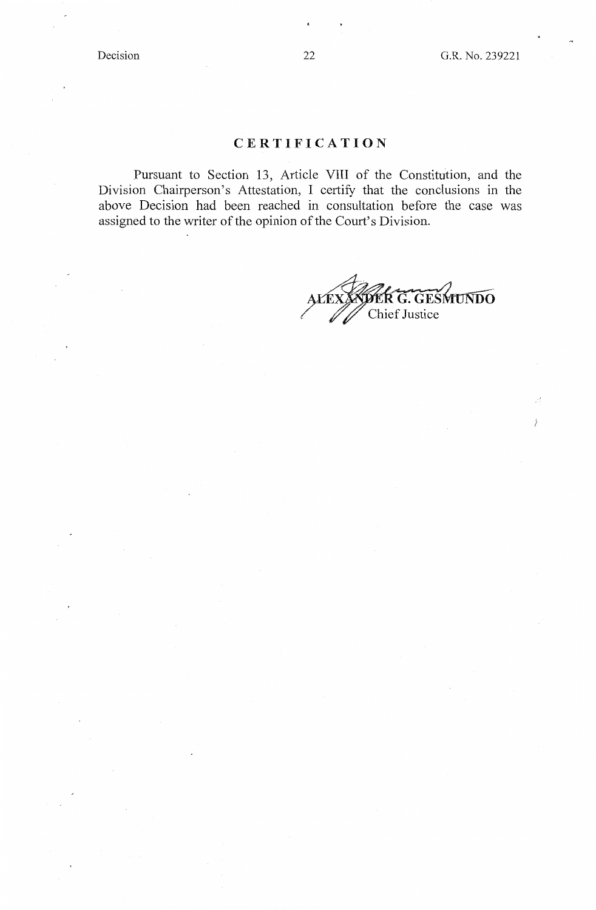## CERTIFICATION

Pursuant to Section 13, Article VIII of the Constitution, and the Division Chairperson's Attestation, I certify that the conclusions in the above Decision had been reached in consultation before the case was assigned to the writer of the opinion of the Court's Division.

**ALEXANDER G. GESMUNDO**
Chief Justice